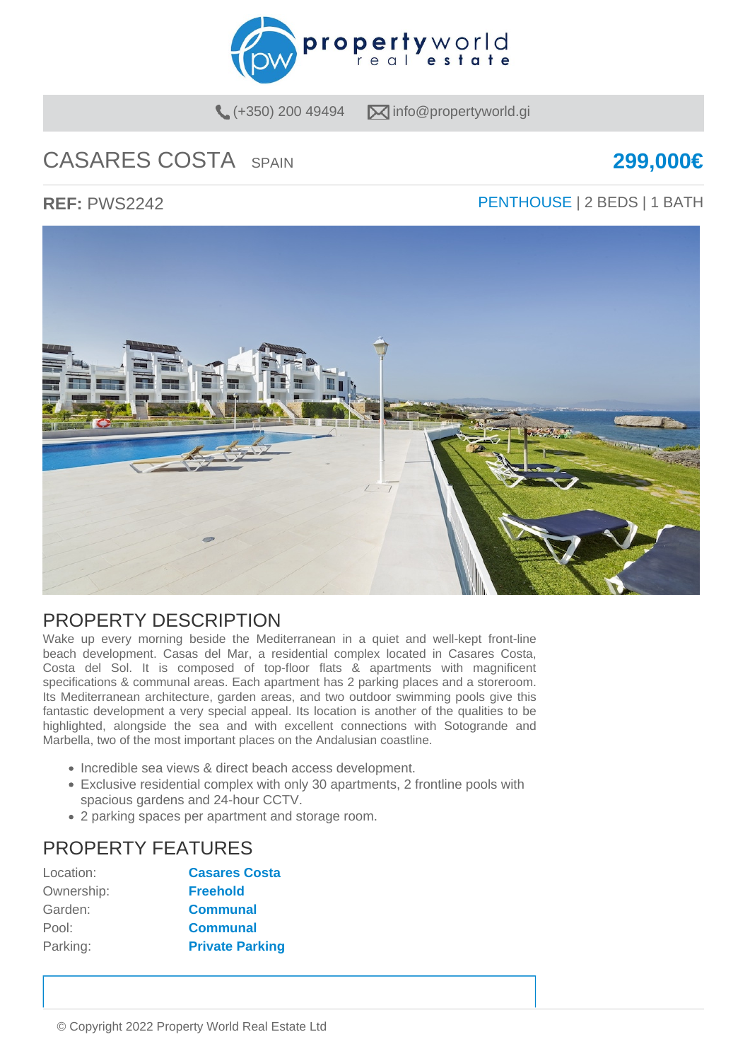(+350) 200 49494 info@propertyworld.gi

# CASARES COSTA SPAIN

**299,000€**

**REF:** PWS2242

PENTHOUSE | 2 BEDS | 1 BATH

## PROPERTY DESCRIPTION

Wake up every morning beside the Mediterranean in a quiet and well-kept front-line beach development. Casas del Mar, a residential complex located in Casares Costa, Costa del Sol. It is composed of top-floor flats & apartments with magnificent specifications & communal areas. Each apartment has 2 parking places and a storeroom. Its Mediterranean architecture, garden areas, and two outdoor swimming pools give this fantastic development a very special appeal. Its location is another of the qualities to be highlighted, alongside the sea and with excellent connections with Sotogrande and Marbella, two of the most important places on the Andalusian coastline.

- Incredible sea views & direct beach access development.
- Exclusive residential complex with only 30 apartments, 2 frontline pools with spacious gardens and 24-hour CCTV.
- 2 parking spaces per apartment and storage room.

## PROPERTY FEATURES

| | |
|---|---|
| Location: | **Casares Costa** |
| Ownership: | **Freehold** |
| Garden: | **Communal** |
| Pool: | **Communal** |
| Parking: | **Private Parking** |

© Copyright 2022 Property World Real Estate Ltd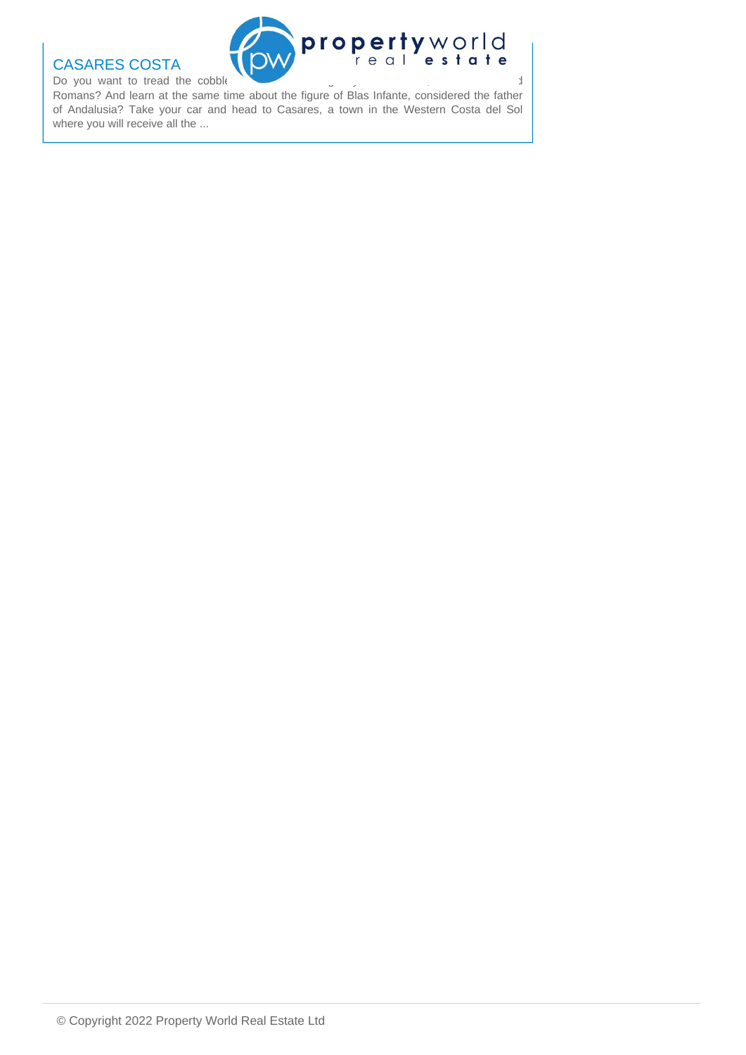## CASARES COSTA

Do you want to tread the cobble d Romans? And learn at the same time about the figure of Blas Infante, considered the father of Andalusia? Take your car and head to Casares, a town in the Western Costa del Sol where you will receive all the ...